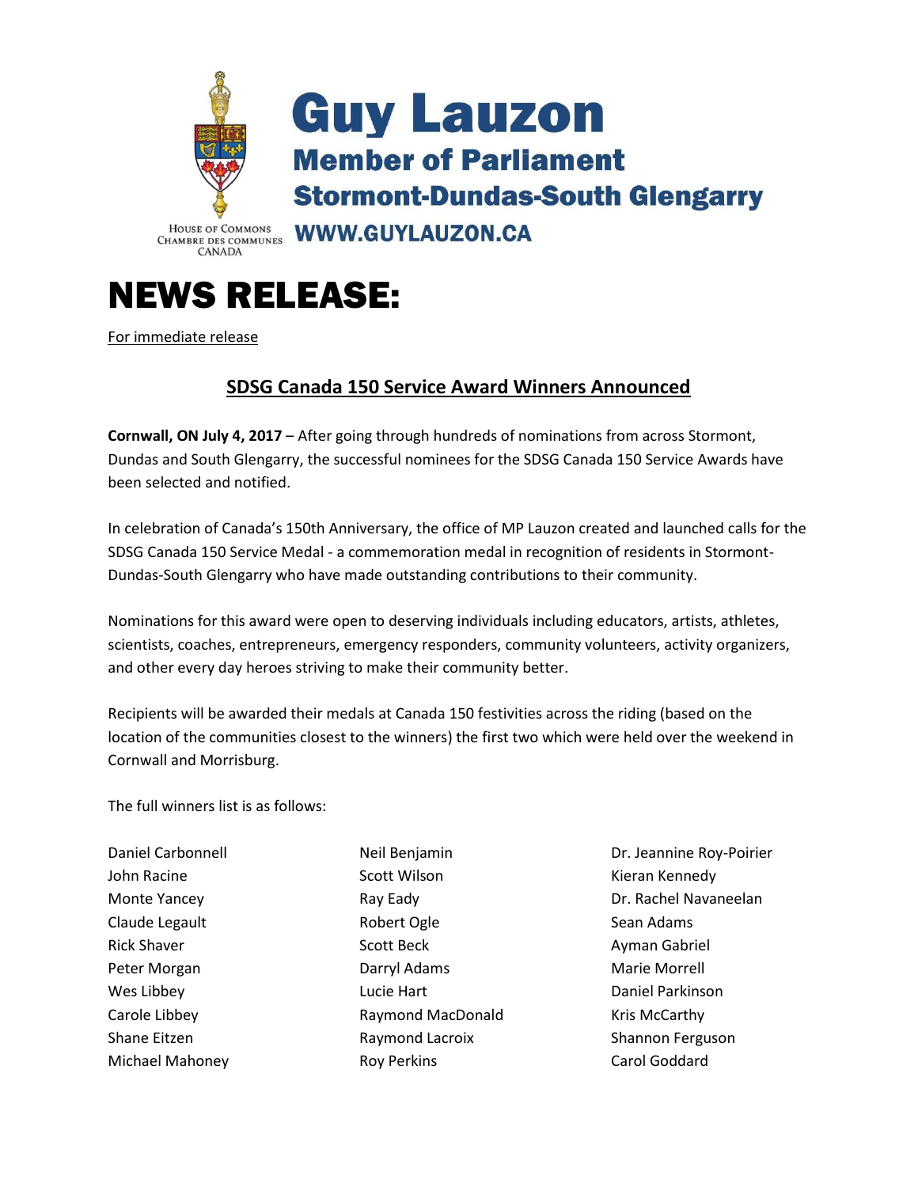# Guy Lauzon

## Member of Parliament

## Stormont-Dundas-South Glengarry

HOUSE OF COMMONS
CHAMBRE DES COMMUNES
CANADA

**WWW.GUYLAUZON.CA**

# NEWS RELEASE:

For immediate release

## SDSG Canada 150 Service Award Winners Announced

**Cornwall, ON July 4, 2017** – After going through hundreds of nominations from across Stormont, Dundas and South Glengarry, the successful nominees for the SDSG Canada 150 Service Awards have been selected and notified.

In celebration of Canada's 150th Anniversary, the office of MP Lauzon created and launched calls for the SDSG Canada 150 Service Medal - a commemoration medal in recognition of residents in Stormont-Dundas-South Glengarry who have made outstanding contributions to their community.

Nominations for this award were open to deserving individuals including educators, artists, athletes, scientists, coaches, entrepreneurs, emergency responders, community volunteers, activity organizers, and other every day heroes striving to make their community better.

Recipients will be awarded their medals at Canada 150 festivities across the riding (based on the location of the communities closest to the winners) the first two which were held over the weekend in Cornwall and Morrisburg.

The full winners list is as follows:

Daniel Carbonnell
John Racine
Monte Yancey
Claude Legault
Rick Shaver
Peter Morgan
Wes Libbey
Carole Libbey
Shane Eitzen
Michael Mahoney
Neil Benjamin
Scott Wilson
Ray Eady
Robert Ogle
Scott Beck
Darryl Adams
Lucie Hart
Raymond MacDonald
Raymond Lacroix
Roy Perkins
Dr. Jeannine Roy-Poirier
Kieran Kennedy
Dr. Rachel Navaneelan
Sean Adams
Ayman Gabriel
Marie Morrell
Daniel Parkinson
Kris McCarthy
Shannon Ferguson
Carol Goddard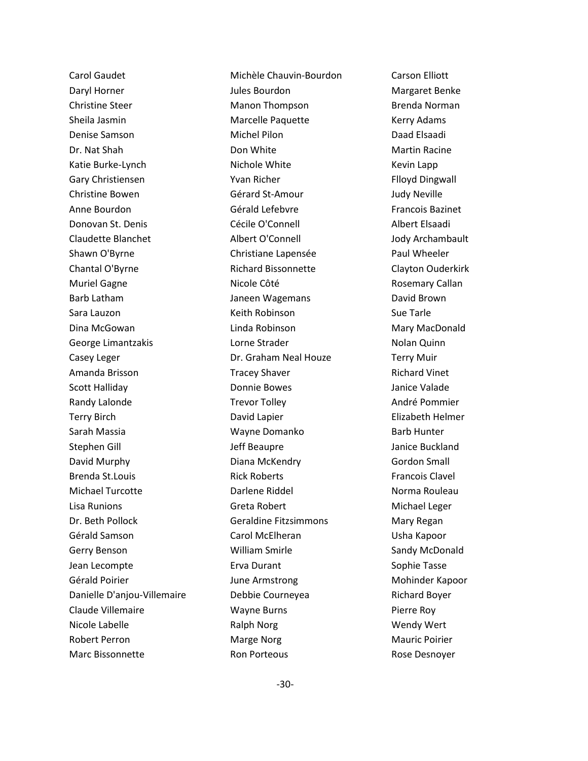Carol Gaudet
Daryl Horner
Christine Steer
Sheila Jasmin
Denise Samson
Dr. Nat Shah
Katie Burke-Lynch
Gary Christiensen
Christine Bowen
Anne Bourdon
Donovan St. Denis
Claudette Blanchet
Shawn O'Byrne
Chantal O'Byrne
Muriel Gagne
Barb Latham
Sara Lauzon
Dina McGowan
George Limantzakis
Casey Leger
Amanda Brisson
Scott Halliday
Randy Lalonde
Terry Birch
Sarah Massia
Stephen Gill
David Murphy
Brenda St.Louis
Michael Turcotte
Lisa Runions
Dr. Beth Pollock
Gérald Samson
Gerry Benson
Jean Lecompte
Gérald Poirier
Danielle D'anjou-Villemaire
Claude Villemaire
Nicole Labelle
Robert Perron
Marc Bissonnette
Michèle Chauvin-Bourdon
Jules Bourdon
Manon Thompson
Marcelle Paquette
Michel Pilon
Don White
Nichole White
Yvan Richer
Gérard St-Amour
Gérald Lefebvre
Cécile O'Connell
Albert O'Connell
Christiane Lapensée
Richard Bissonnette
Nicole Côté
Janeen Wagemans
Keith Robinson
Linda Robinson
Lorne Strader
Dr. Graham Neal Houze
Tracey Shaver
Donnie Bowes
Trevor Tolley
David Lapier
Wayne Domanko
Jeff Beaupre
Diana McKendry
Rick Roberts
Darlene Riddel
Greta Robert
Geraldine Fitzsimmons
Carol McElheran
William Smirle
Erva Durant
June Armstrong
Debbie Courneyea
Wayne Burns
Ralph Norg
Marge Norg
Ron Porteous
Carson Elliott
Margaret Benke
Brenda Norman
Kerry Adams
Daad Elsaadi
Martin Racine
Kevin Lapp
Flloyd Dingwall
Judy Neville
Francois Bazinet
Albert Elsaadi
Jody Archambault
Paul Wheeler
Clayton Ouderkirk
Rosemary Callan
David Brown
Sue Tarle
Mary MacDonald
Nolan Quinn
Terry Muir
Richard Vinet
Janice Valade
André Pommier
Elizabeth Helmer
Barb Hunter
Janice Buckland
Gordon Small
Francois Clavel
Norma Rouleau
Michael Leger
Mary Regan
Usha Kapoor
Sandy McDonald
Sophie Tasse
Mohinder Kapoor
Richard Boyer
Pierre Roy
Wendy Wert
Mauric Poirier
Rose Desnoyer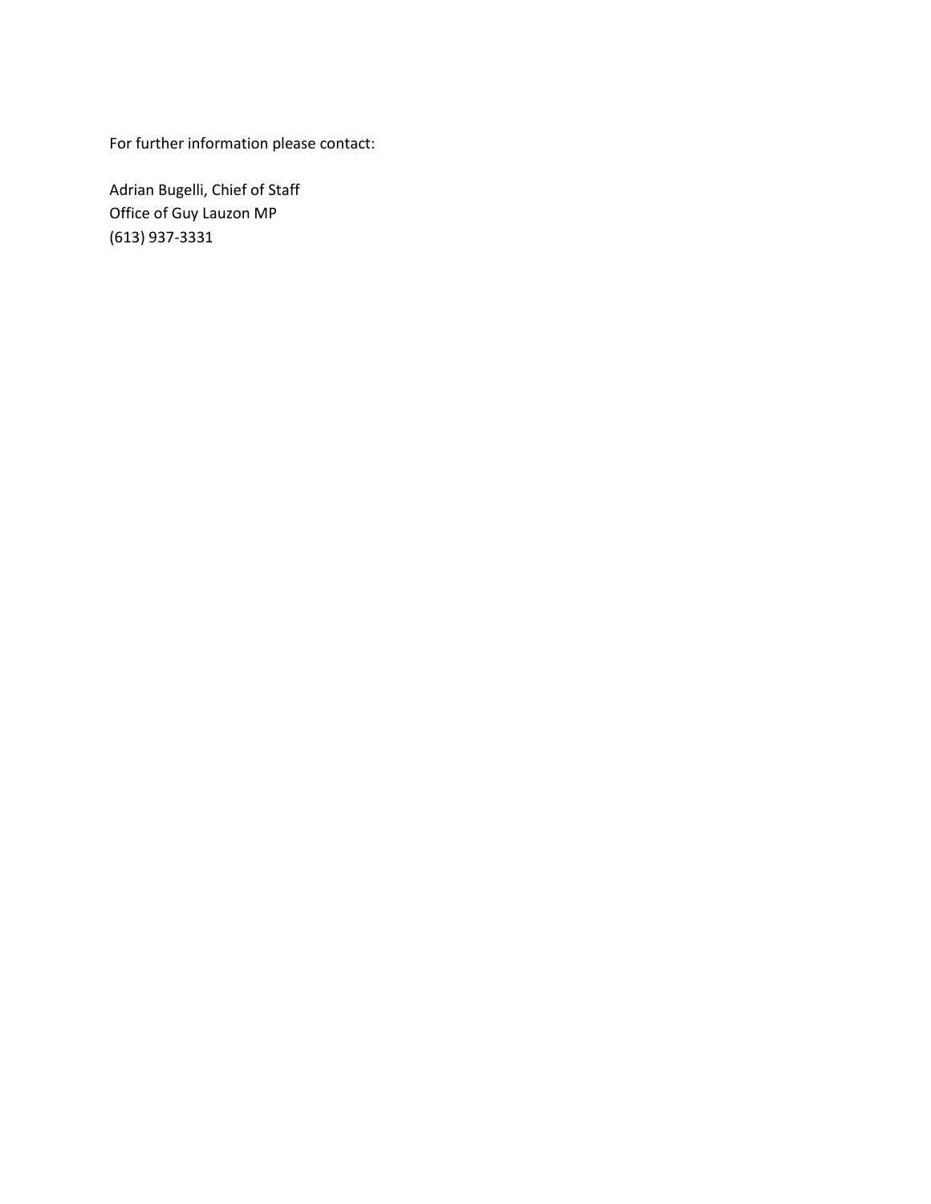For further information please contact:

Adrian Bugelli, Chief of Staff
Office of Guy Lauzon MP
(613) 937-3331